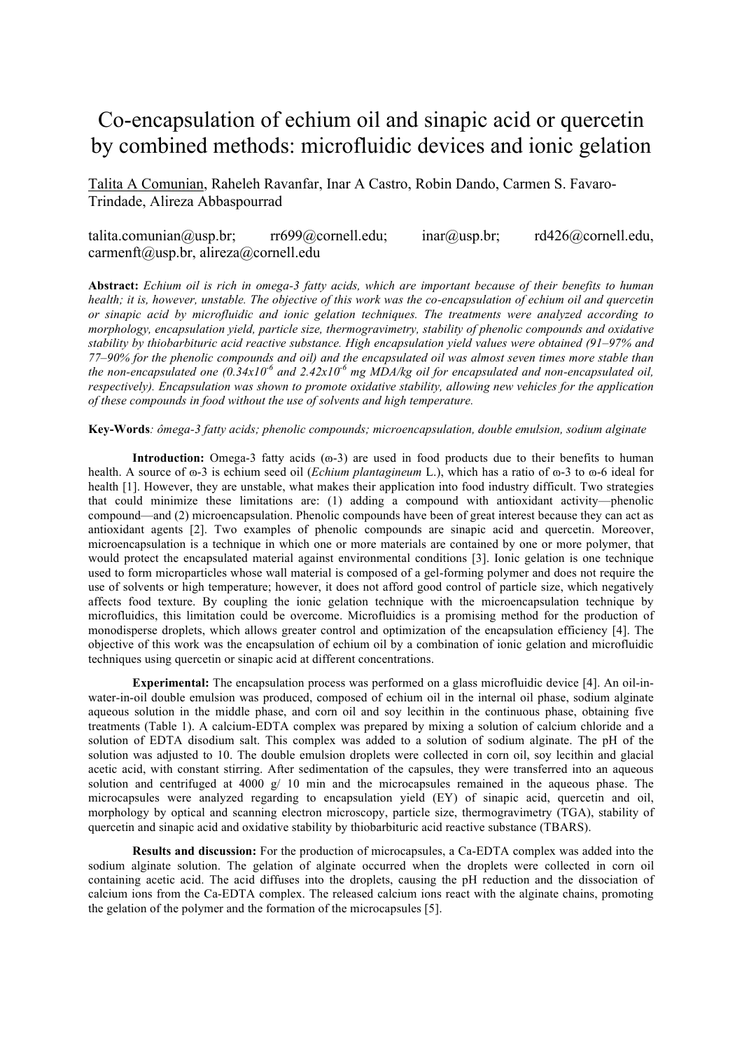# Co-encapsulation of echium oil and sinapic acid or quercetin by combined methods: microfluidic devices and ionic gelation

Talita A Comunian, Raheleh Ravanfar, Inar A Castro, Robin Dando, Carmen S. Favaro-Trindade, Alireza Abbaspourrad

talita.comunian@usp.br; rr699@cornell.edu; inar@usp.br; rd426@cornell.edu, carmenft@usp.br, alireza@cornell.edu

**Abstract:** *Echium oil is rich in omega-3 fatty acids, which are important because of their benefits to human health; it is, however, unstable. The objective of this work was the co-encapsulation of echium oil and quercetin or sinapic acid by microfluidic and ionic gelation techniques. The treatments were analyzed according to morphology, encapsulation yield, particle size, thermogravimetry, stability of phenolic compounds and oxidative stability by thiobarbituric acid reactive substance. High encapsulation yield values were obtained (91–97% and 77–90% for the phenolic compounds and oil) and the encapsulated oil was almost seven times more stable than the non-encapsulated one ($0.34 x 10^{-6}$ and $2.42 x 10^{-6}$ mg MDA/kg oil for encapsulated and non-encapsulated oil, respectively). Encapsulation was shown to promote oxidative stability, allowing new vehicles for the application of these compounds in food without the use of solvents and high temperature.*

**Key-Words**: *ômega-3 fatty acids; phenolic compounds; microencapsulation, double emulsion, sodium alginate*

**Introduction:** Omega-3 fatty acids (ɷ-3) are used in food products due to their benefits to human health. A source of ɷ-3 is echium seed oil (*Echium plantagineum* L.), which has a ratio of ɷ-3 to ɷ-6 ideal for health [1]. However, they are unstable, what makes their application into food industry difficult. Two strategies that could minimize these limitations are: (1) adding a compound with antioxidant activity—phenolic compound—and (2) microencapsulation. Phenolic compounds have been of great interest because they can act as antioxidant agents [2]. Two examples of phenolic compounds are sinapic acid and quercetin. Moreover, microencapsulation is a technique in which one or more materials are contained by one or more polymer, that would protect the encapsulated material against environmental conditions [3]. Ionic gelation is one technique used to form microparticles whose wall material is composed of a gel-forming polymer and does not require the use of solvents or high temperature; however, it does not afford good control of particle size, which negatively affects food texture. By coupling the ionic gelation technique with the microencapsulation technique by microfluidics, this limitation could be overcome. Microfluidics is a promising method for the production of monodisperse droplets, which allows greater control and optimization of the encapsulation efficiency [4]. The objective of this work was the encapsulation of echium oil by a combination of ionic gelation and microfluidic techniques using quercetin or sinapic acid at different concentrations.

**Experimental:** The encapsulation process was performed on a glass microfluidic device [4]. An oil-in-water-in-oil double emulsion was produced, composed of echium oil in the internal oil phase, sodium alginate aqueous solution in the middle phase, and corn oil and soy lecithin in the continuous phase, obtaining five treatments (Table 1). A calcium-EDTA complex was prepared by mixing a solution of calcium chloride and a solution of EDTA disodium salt. This complex was added to a solution of sodium alginate. The pH of the solution was adjusted to 10. The double emulsion droplets were collected in corn oil, soy lecithin and glacial acetic acid, with constant stirring. After sedimentation of the capsules, they were transferred into an aqueous solution and centrifuged at 4000 g/ 10 min and the microcapsules remained in the aqueous phase. The microcapsules were analyzed regarding to encapsulation yield (EY) of sinapic acid, quercetin and oil, morphology by optical and scanning electron microscopy, particle size, thermogravimetry (TGA), stability of quercetin and sinapic acid and oxidative stability by thiobarbituric acid reactive substance (TBARS).

**Results and discussion:** For the production of microcapsules, a Ca-EDTA complex was added into the sodium alginate solution. The gelation of alginate occurred when the droplets were collected in corn oil containing acetic acid. The acid diffuses into the droplets, causing the pH reduction and the dissociation of calcium ions from the Ca-EDTA complex. The released calcium ions react with the alginate chains, promoting the gelation of the polymer and the formation of the microcapsules [5].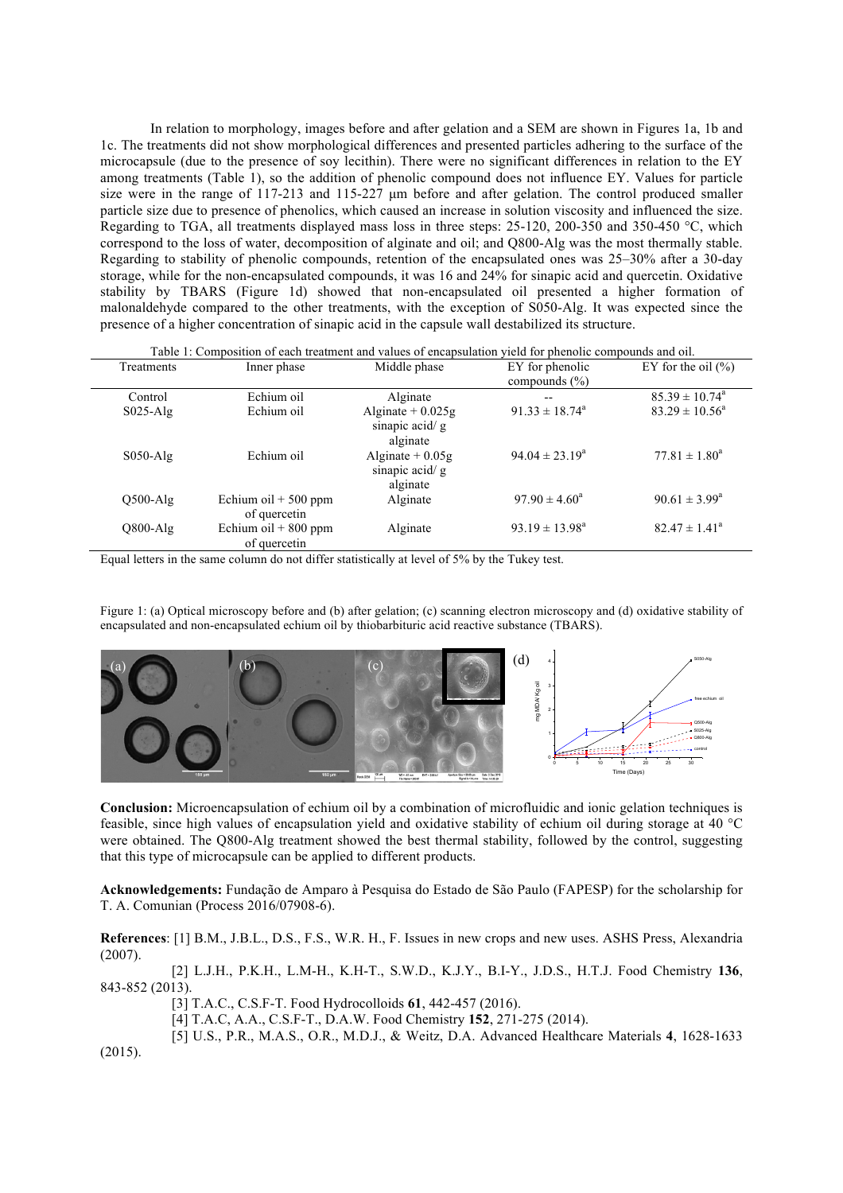In relation to morphology, images before and after gelation and a SEM are shown in Figures 1a, 1b and 1c. The treatments did not show morphological differences and presented particles adhering to the surface of the microcapsule (due to the presence of soy lecithin). There were no significant differences in relation to the EY among treatments (Table 1), so the addition of phenolic compound does not influence EY. Values for particle size were in the range of 117-213 and 115-227 μm before and after gelation. The control produced smaller particle size due to presence of phenolics, which caused an increase in solution viscosity and influenced the size. Regarding to TGA, all treatments displayed mass loss in three steps: 25-120, 200-350 and 350-450 °C, which correspond to the loss of water, decomposition of alginate and oil; and Q800-Alg was the most thermally stable. Regarding to stability of phenolic compounds, retention of the encapsulated ones was 25–30% after a 30-day storage, while for the non-encapsulated compounds, it was 16 and 24% for sinapic acid and quercetin. Oxidative stability by TBARS (Figure 1d) showed that non-encapsulated oil presented a higher formation of malonaldehyde compared to the other treatments, with the exception of S050-Alg. It was expected since the presence of a higher concentration of sinapic acid in the capsule wall destabilized its structure.

Table 1: Composition of each treatment and values of encapsulation yield for phenolic compounds and oil.

| Treatments | Inner phase | Middle phase | EY for phenolic compounds (%) | EY for the oil (%) |
|---|---|---|---|---|
| Control | Echium oil | Alginate | -- | $85.39 \pm 10.74^{a}$ |
| S025-Alg | Echium oil | Alginate + 0.025g sinapic acid/ g alginate | $91.33 \pm 18.74^{a}$ | $83.29 \pm 10.56^{a}$ |
| S050-Alg | Echium oil | Alginate + 0.05g sinapic acid/ g alginate | $94.04 \pm 23.19^{a}$ | $77.81 \pm 1.80^{a}$ |
| Q500-Alg | Echium oil + 500 ppm of quercetin | Alginate | $97.90 \pm 4.60^{a}$ | $90.61 \pm 3.99^{a}$ |
| Q800-Alg | Echium oil + 800 ppm of quercetin | Alginate | $93.19 \pm 13.98^{a}$ | $82.47 \pm 1.41^{a}$ |

Equal letters in the same column do not differ statistically at level of 5% by the Tukey test.

Figure 1: (a) Optical microscopy before and (b) after gelation; (c) scanning electron microscopy and (d) oxidative stability of encapsulated and non-encapsulated echium oil by thiobarbituric acid reactive substance (TBARS).

(a) 150 μm

(b) 150 μm

(c)

(d)

mg MDA/ Kg oil

Time (Days)

S050-Alg

free echium oil

Q500-Alg

S025-Alg

Q800-Alg

control

**Conclusion:** Microencapsulation of echium oil by a combination of microfluidic and ionic gelation techniques is feasible, since high values of encapsulation yield and oxidative stability of echium oil during storage at 40 °C were obtained. The Q800-Alg treatment showed the best thermal stability, followed by the control, suggesting that this type of microcapsule can be applied to different products.

**Acknowledgements:** Fundação de Amparo à Pesquisa do Estado de São Paulo (FAPESP) for the scholarship for T. A. Comunian (Process 2016/07908-6).

**References**: [1] B.M., J.B.L., D.S., F.S., W.R. H., F. Issues in new crops and new uses. ASHS Press, Alexandria (2007).

[2] L.J.H., P.K.H., L.M-H., K.H-T., S.W.D., K.J.Y., B.I-Y., J.D.S., H.T.J. Food Chemistry **136**, 843-852 (2013).

[3] T.A.C., C.S.F-T. Food Hydrocolloids **61**, 442-457 (2016).

[4] T.A.C, A.A., C.S.F-T., D.A.W. Food Chemistry **152**, 271-275 (2014).

[5] U.S., P.R., M.A.S., O.R., M.D.J., & Weitz, D.A. Advanced Healthcare Materials **4**, 1628-1633 (2015).